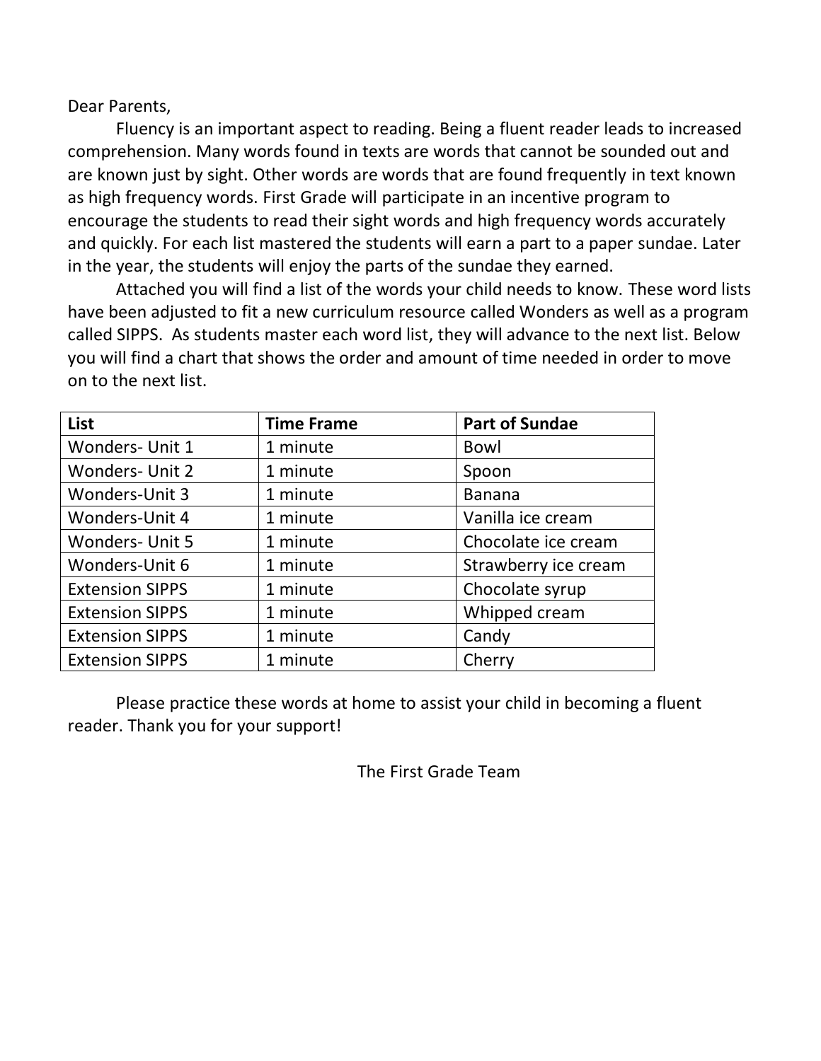Dear Parents,

Fluency is an important aspect to reading. Being a fluent reader leads to increased comprehension. Many words found in texts are words that cannot be sounded out and are known just by sight. Other words are words that are found frequently in text known as high frequency words. First Grade will participate in an incentive program to encourage the students to read their sight words and high frequency words accurately and quickly. For each list mastered the students will earn a part to a paper sundae. Later in the year, the students will enjoy the parts of the sundae they earned.

Attached you will find a list of the words your child needs to know. These word lists have been adjusted to fit a new curriculum resource called Wonders as well as a program called SIPPS. As students master each word list, they will advance to the next list. Below you will find a chart that shows the order and amount of time needed in order to move on to the next list.

| List | Time Frame | Part of Sundae |
|---|---|---|
| Wonders- Unit 1 | 1 minute | Bowl |
| Wonders- Unit 2 | 1 minute | Spoon |
| Wonders-Unit 3 | 1 minute | Banana |
| Wonders-Unit 4 | 1 minute | Vanilla ice cream |
| Wonders- Unit 5 | 1 minute | Chocolate ice cream |
| Wonders-Unit 6 | 1 minute | Strawberry ice cream |
| Extension SIPPS | 1 minute | Chocolate syrup |
| Extension SIPPS | 1 minute | Whipped cream |
| Extension SIPPS | 1 minute | Candy |
| Extension SIPPS | 1 minute | Cherry |

Please practice these words at home to assist your child in becoming a fluent reader. Thank you for your support!

The First Grade Team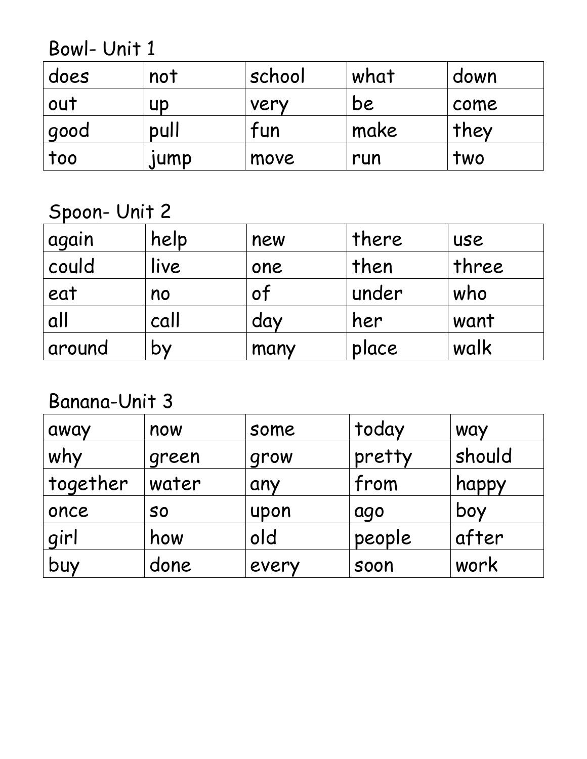Bowl- Unit 1

| does | not | school | what | down |
|---|---|---|---|---|
| out | up | very | be | come |
| good | pull | fun | make | they |
| too | jump | move | run | two |

Spoon- Unit 2

| again | help | new | there | use |
|---|---|---|---|---|
| could | live | one | then | three |
| eat | no | of | under | who |
| all | call | day | her | want |
| around | by | many | place | walk |

Banana-Unit 3

| away | now | some | today | way |
|---|---|---|---|---|
| why | green | grow | pretty | should |
| together | water | any | from | happy |
| once | so | upon | ago | boy |
| girl | how | old | people | after |
| buy | done | every | soon | work |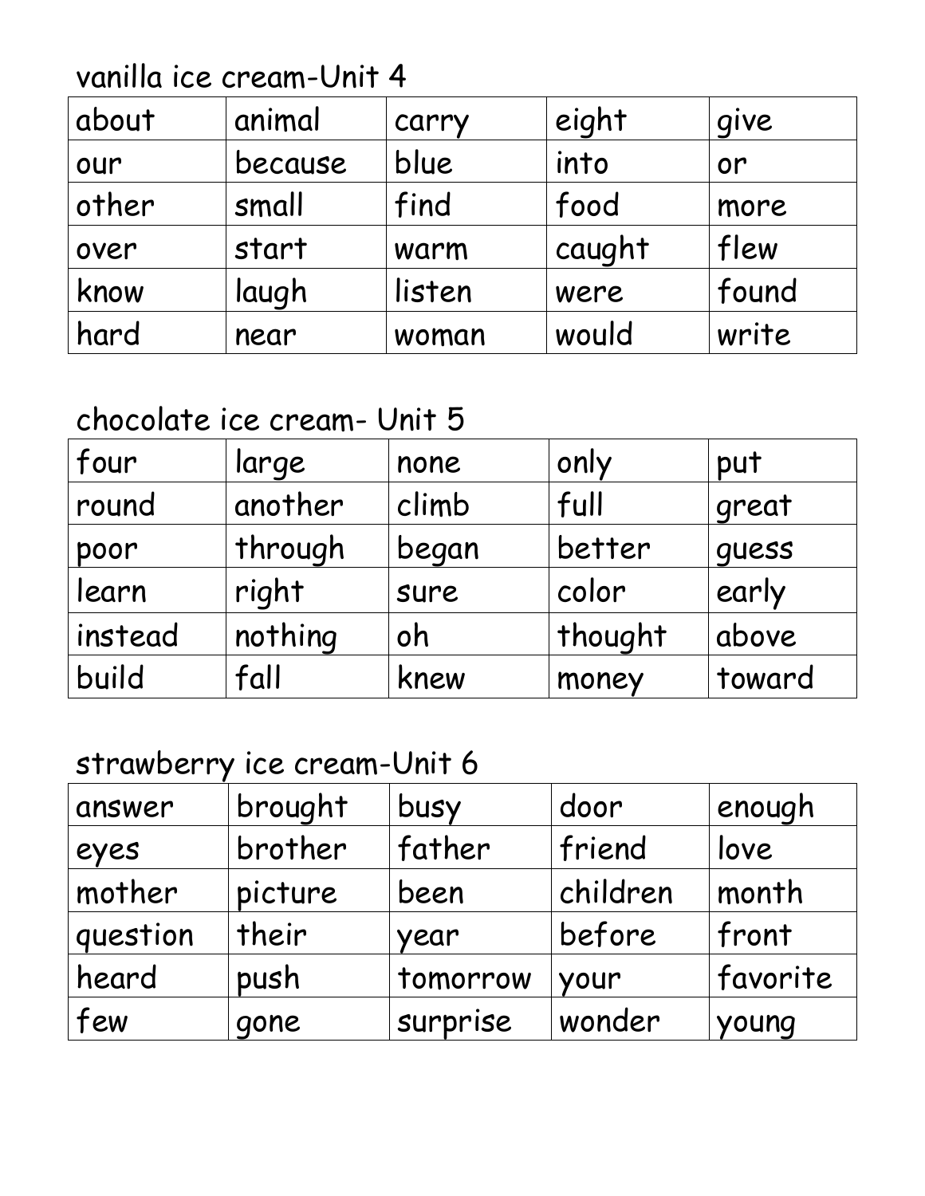vanilla ice cream-Unit 4

| about | animal | carry | eight | give |
|---|---|---|---|---|
| our | because | blue | into | or |
| other | small | find | food | more |
| over | start | warm | caught | flew |
| know | laugh | listen | were | found |
| hard | near | woman | would | write |

chocolate ice cream- Unit 5

| four | large | none | only | put |
|---|---|---|---|---|
| round | another | climb | full | great |
| poor | through | began | better | guess |
| learn | right | sure | color | early |
| instead | nothing | oh | thought | above |
| build | fall | knew | money | toward |

strawberry ice cream-Unit 6

| answer | brought | busy | door | enough |
|---|---|---|---|---|
| eyes | brother | father | friend | love |
| mother | picture | been | children | month |
| question | their | year | before | front |
| heard | push | tomorrow | your | favorite |
| few | gone | surprise | wonder | young |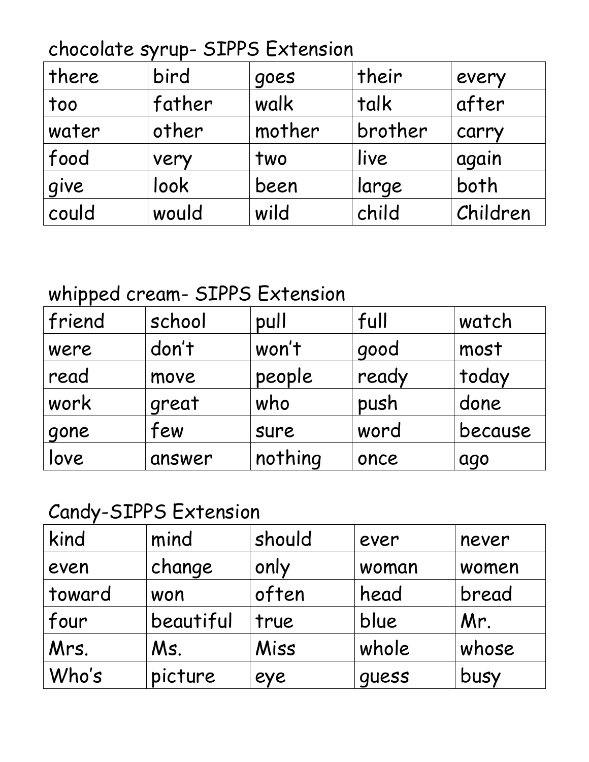## chocolate syrup- SIPPS Extension

| there | bird | goes | their | every |
|---|---|---|---|---|
| too | father | walk | talk | after |
| water | other | mother | brother | carry |
| food | very | two | live | again |
| give | look | been | large | both |
| could | would | wild | child | Children |

## whipped cream- SIPPS Extension

| friend | school | pull | full | watch |
|---|---|---|---|---|
| were | don't | won't | good | most |
| read | move | people | ready | today |
| work | great | who | push | done |
| gone | few | sure | word | because |
| love | answer | nothing | once | ago |

## Candy-SIPPS Extension

| kind | mind | should | ever | never |
|---|---|---|---|---|
| even | change | only | woman | women |
| toward | won | often | head | bread |
| four | beautiful | true | blue | Mr. |
| Mrs. | Ms. | Miss | whole | whose |
| Who's | picture | eye | guess | busy |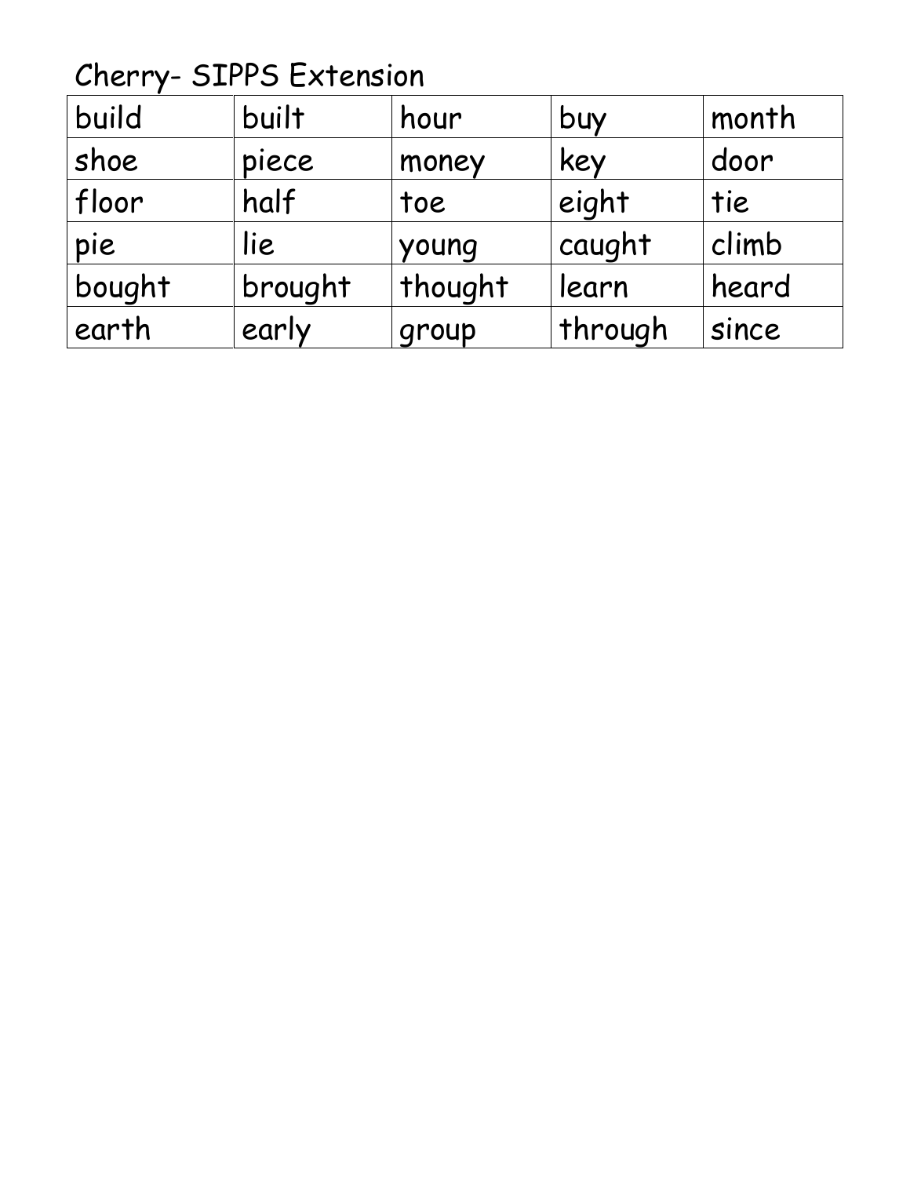Cherry- SIPPS Extension

| | | | | |
|---|---|---|---|---|
| build | built | hour | buy | month |
| shoe | piece | money | key | door |
| floor | half | toe | eight | tie |
| pie | lie | young | caught | climb |
| bought | brought | thought | learn | heard |
| earth | early | group | through | since |